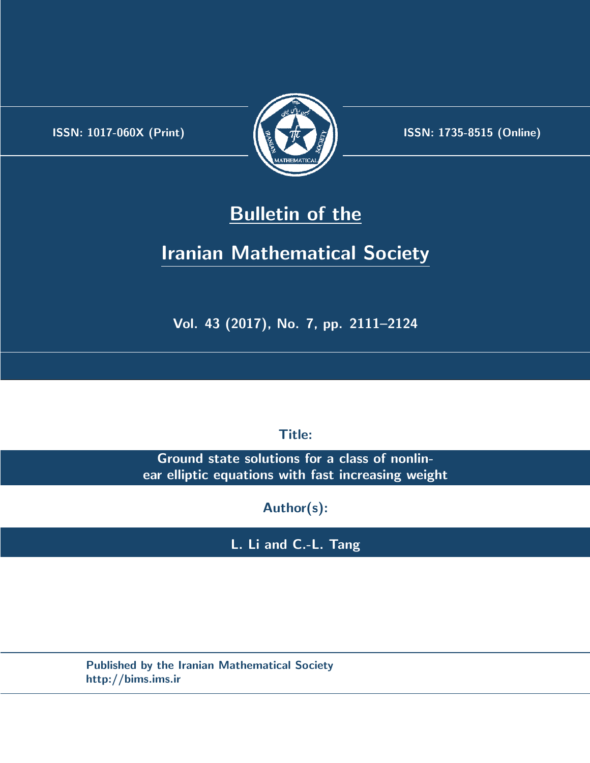ISSN: 1017-060X (Print)

ISSN: 1735-8515 (Online)

# Bulletin of the Iranian Mathematical Society

Vol. 43 (2017), No. 7, pp. 2111–2124

**Title:**

**Ground state solutions for a class of nonlinear elliptic equations with fast increasing weight**

**Author(s):**

**L. Li and C.-L. Tang**

Published by the Iranian Mathematical Society
http://bims.ims.ir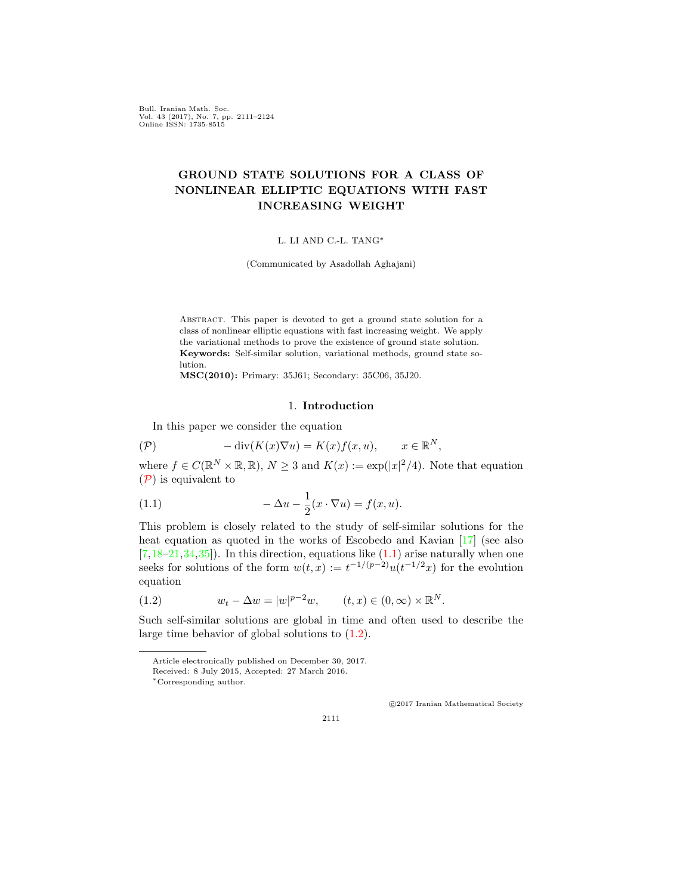# GROUND STATE SOLUTIONS FOR A CLASS OF NONLINEAR ELLIPTIC EQUATIONS WITH FAST INCREASING WEIGHT

L. LI AND C.-L. TANG*

(Communicated by Asadollah Aghajani)

Abstract. This paper is devoted to get a ground state solution for a class of nonlinear elliptic equations with fast increasing weight. We apply the variational methods to prove the existence of ground state solution.

**Keywords:** Self-similar solution, variational methods, ground state solution.

**MSC(2010):** Primary: 35J61; Secondary: 35C06, 35J20.

## 1. Introduction

In this paper we consider the equation

$$(\mathcal{P}) \qquad -\operatorname{div}(K(x)\nabla u) = K(x)f(x,u), \qquad x \in \mathbb{R}^N,$$

where $f \in C(\mathbb{R}^N \times \mathbb{R}, \mathbb{R})$, $N \geq 3$ and $K(x) := \exp(|x|^2/4)$. Note that equation ($\mathcal{P}$) is equivalent to

$$-\Delta u - \frac{1}{2}(x \cdot \nabla u) = f(x,u). \tag{1.1}$$

This problem is closely related to the study of self-similar solutions for the heat equation as quoted in the works of Escobedo and Kavian [17] (see also [7,18–21,34,35]). In this direction, equations like (1.1) arise naturally when one seeks for solutions of the form $w(t,x) := t^{-1/(p-2)}u(t^{-1/2}x)$ for the evolution equation

$$w_t - \Delta w = |w|^{p-2}w, \qquad (t,x) \in (0,\infty) \times \mathbb{R}^N. \tag{1.2}$$

Such self-similar solutions are global in time and often used to describe the large time behavior of global solutions to (1.2).

Article electronically published on December 30, 2017.

Received: 8 July 2015, Accepted: 27 March 2016.

*Corresponding author.

©2017 Iranian Mathematical Society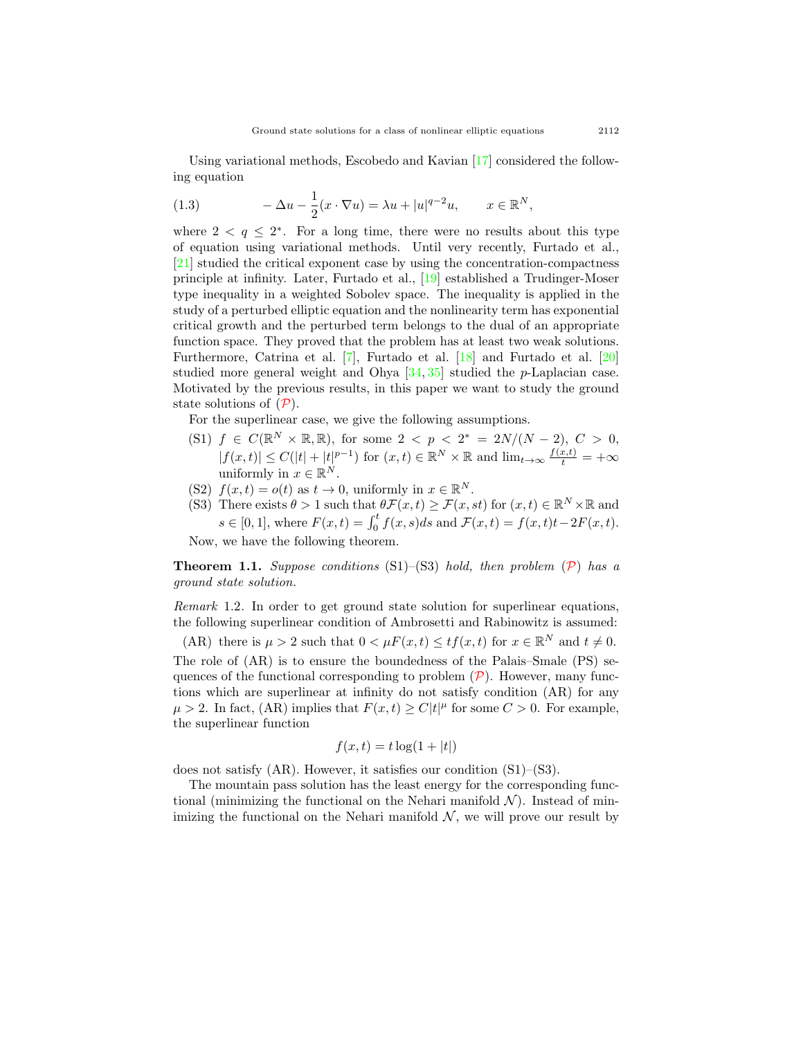Using variational methods, Escobedo and Kavian [17] considered the following equation

$$-\Delta u - \frac{1}{2}(x \cdot \nabla u) = \lambda u + |u|^{q-2}u, \qquad x \in \mathbb{R}^N, \tag{1.3}$$

where $2 < q \leq 2^*$. For a long time, there were no results about this type of equation using variational methods. Until very recently, Furtado et al., [21] studied the critical exponent case by using the concentration-compactness principle at infinity. Later, Furtado et al., [19] established a Trudinger-Moser type inequality in a weighted Sobolev space. The inequality is applied in the study of a perturbed elliptic equation and the nonlinearity term has exponential critical growth and the perturbed term belongs to the dual of an appropriate function space. They proved that the problem has at least two weak solutions. Furthermore, Catrina et al. [7], Furtado et al. [18] and Furtado et al. [20] studied more general weight and Ohya [34, 35] studied the $p$-Laplacian case. Motivated by the previous results, in this paper we want to study the ground state solutions of ($\mathcal{P}$).

For the superlinear case, we give the following assumptions.

- (S1) $f \in C(\mathbb{R}^N \times \mathbb{R}, \mathbb{R})$, for some $2 < p < 2^* = 2N/(N-2)$, $C > 0$, $|f(x,t)| \leq C(|t| + |t|^{p-1})$ for $(x,t) \in \mathbb{R}^N \times \mathbb{R}$ and $\lim_{t\to\infty} \frac{f(x,t)}{t} = +\infty$ uniformly in $x \in \mathbb{R}^N$.
- (S2) $f(x,t) = o(t)$ as $t \to 0$, uniformly in $x \in \mathbb{R}^N$.
- (S3) There exists $\theta > 1$ such that $\theta\mathcal{F}(x,t) \geq \mathcal{F}(x,st)$ for $(x,t) \in \mathbb{R}^N \times \mathbb{R}$ and $s \in [0,1]$, where $F(x,t) = \int_0^t f(x,s)ds$ and $\mathcal{F}(x,t) = f(x,t)t - 2F(x,t)$.

Now, we have the following theorem.

**Theorem 1.1.** *Suppose conditions* (S1)–(S3) *hold, then problem* ($\mathcal{P}$) *has a ground state solution.*

*Remark* 1.2. In order to get ground state solution for superlinear equations, the following superlinear condition of Ambrosetti and Rabinowitz is assumed:

(AR) there is $\mu > 2$ such that $0 < \mu F(x,t) \leq tf(x,t)$ for $x \in \mathbb{R}^N$ and $t \neq 0$.

The role of (AR) is to ensure the boundedness of the Palais–Smale (PS) sequences of the functional corresponding to problem ($\mathcal{P}$). However, many functions which are superlinear at infinity do not satisfy condition (AR) for any $\mu > 2$. In fact, (AR) implies that $F(x,t) \geq C|t|^\mu$ for some $C > 0$. For example, the superlinear function

$$f(x,t) = t\log(1 + |t|)$$

does not satisfy (AR). However, it satisfies our condition (S1)–(S3).

The mountain pass solution has the least energy for the corresponding functional (minimizing the functional on the Nehari manifold $\mathcal{N}$). Instead of minimizing the functional on the Nehari manifold $\mathcal{N}$, we will prove our result by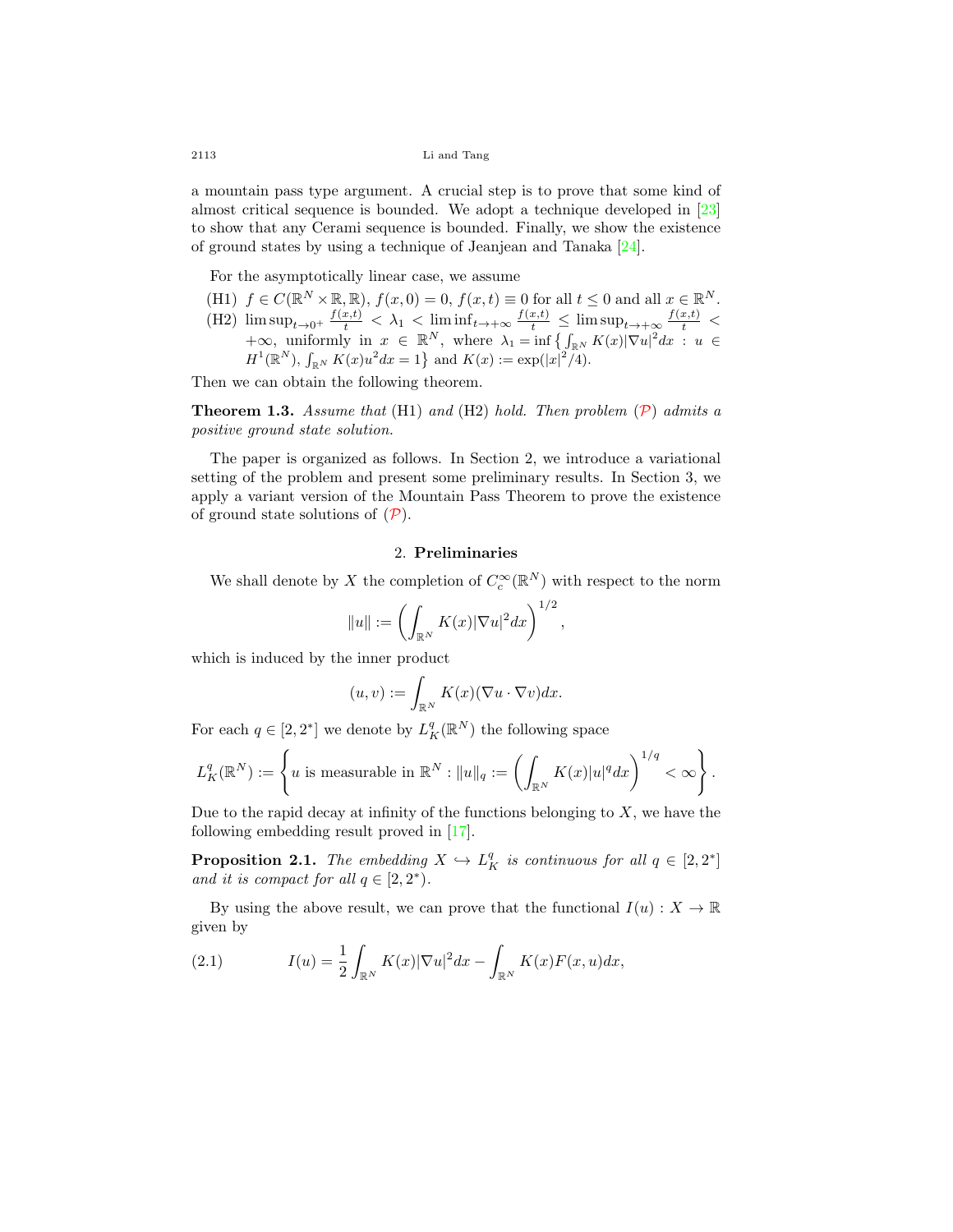a mountain pass type argument. A crucial step is to prove that some kind of almost critical sequence is bounded. We adopt a technique developed in [23] to show that any Cerami sequence is bounded. Finally, we show the existence of ground states by using a technique of Jeanjean and Tanaka [24].

For the asymptotically linear case, we assume

- (H1) $f \in C(\mathbb{R}^N \times \mathbb{R}, \mathbb{R})$, $f(x,0) = 0$, $f(x,t) \equiv 0$ for all $t \le 0$ and all $x \in \mathbb{R}^N$.
- (H2) $\limsup_{t\to 0^+} \frac{f(x,t)}{t} < \lambda_1 < \liminf_{t\to+\infty} \frac{f(x,t)}{t} \le \limsup_{t\to+\infty} \frac{f(x,t)}{t} < +\infty$, uniformly in $x \in \mathbb{R}^N$, where $\lambda_1 = \inf\left\{\int_{\mathbb{R}^N} K(x)|\nabla u|^2 dx : u \in H^1(\mathbb{R}^N), \int_{\mathbb{R}^N} K(x)u^2 dx = 1\right\}$ and $K(x) := \exp(|x|^2/4)$.

Then we can obtain the following theorem.

**Theorem 1.3.** *Assume that* (H1) *and* (H2) *hold. Then problem* ($\mathcal{P}$) *admits a positive ground state solution.*

The paper is organized as follows. In Section 2, we introduce a variational setting of the problem and present some preliminary results. In Section 3, we apply a variant version of the Mountain Pass Theorem to prove the existence of ground state solutions of ($\mathcal{P}$).

## 2. Preliminaries

We shall denote by $X$ the completion of $C_c^\infty(\mathbb{R}^N)$ with respect to the norm

$$\|u\| := \left(\int_{\mathbb{R}^N} K(x)|\nabla u|^2 dx\right)^{1/2},$$

which is induced by the inner product

$$(u,v) := \int_{\mathbb{R}^N} K(x)(\nabla u \cdot \nabla v)dx.$$

For each $q \in [2, 2^*]$ we denote by $L_K^q(\mathbb{R}^N)$ the following space

$$L_K^q(\mathbb{R}^N) := \left\{ u \text{ is measurable in } \mathbb{R}^N : \|u\|_q := \left(\int_{\mathbb{R}^N} K(x)|u|^q dx\right)^{1/q} < \infty \right\}.$$

Due to the rapid decay at infinity of the functions belonging to $X$, we have the following embedding result proved in [17].

**Proposition 2.1.** *The embedding $X \hookrightarrow L_K^q$ is continuous for all $q \in [2, 2^*]$ and it is compact for all $q \in [2, 2^*)$.*

By using the above result, we can prove that the functional $I(u) : X \to \mathbb{R}$ given by

$$I(u) = \frac{1}{2}\int_{\mathbb{R}^N} K(x)|\nabla u|^2 dx - \int_{\mathbb{R}^N} K(x)F(x,u)dx, \tag{2.1}$$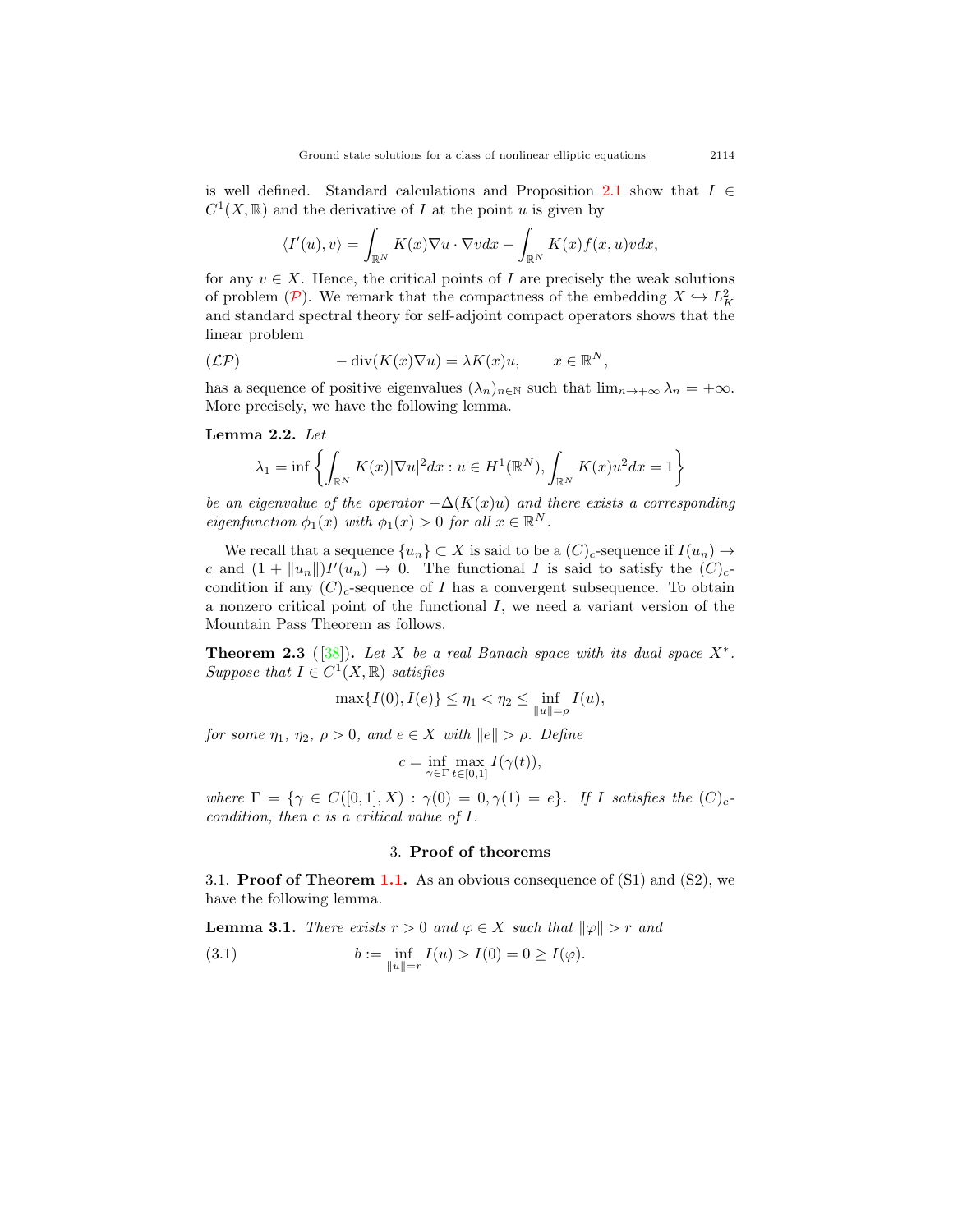is well defined. Standard calculations and Proposition 2.1 show that $I \in C^1(X, \mathbb{R})$ and the derivative of $I$ at the point $u$ is given by

$$\langle I'(u), v\rangle = \int_{\mathbb{R}^N} K(x)\nabla u \cdot \nabla v dx - \int_{\mathbb{R}^N} K(x) f(x,u) v dx,$$

for any $v \in X$. Hence, the critical points of $I$ are precisely the weak solutions of problem ($\mathcal{P}$). We remark that the compactness of the embedding $X \hookrightarrow L^2_K$ and standard spectral theory for self-adjoint compact operators shows that the linear problem

$$(\mathcal{LP}) \qquad -\operatorname{div}(K(x)\nabla u) = \lambda K(x) u, \qquad x \in \mathbb{R}^N,$$

has a sequence of positive eigenvalues $(\lambda_n)_{n\in\mathbb{N}}$ such that $\lim_{n\to+\infty} \lambda_n = +\infty$. More precisely, we have the following lemma.

**Lemma 2.2.** *Let*

$$\lambda_1 = \inf\left\{ \int_{\mathbb{R}^N} K(x)|\nabla u|^2 dx : u \in H^1(\mathbb{R}^N), \int_{\mathbb{R}^N} K(x) u^2 dx = 1 \right\}$$

*be an eigenvalue of the operator $-\Delta(K(x)u)$ and there exists a corresponding eigenfunction $\phi_1(x)$ with $\phi_1(x) > 0$ for all $x \in \mathbb{R}^N$.*

We recall that a sequence $\{u_n\} \subset X$ is said to be a $(C)_c$-sequence if $I(u_n) \to c$ and $(1 + \|u_n\|)I'(u_n) \to 0$. The functional $I$ is said to satisfy the $(C)_c$-condition if any $(C)_c$-sequence of $I$ has a convergent subsequence. To obtain a nonzero critical point of the functional $I$, we need a variant version of the Mountain Pass Theorem as follows.

**Theorem 2.3** ([38])**.** *Let $X$ be a real Banach space with its dual space $X^*$. Suppose that $I \in C^1(X, \mathbb{R})$ satisfies*

$$\max\{I(0), I(e)\} \le \eta_1 < \eta_2 \le \inf_{\|u\|=\rho} I(u),$$

*for some $\eta_1$, $\eta_2$, $\rho > 0$, and $e \in X$ with $\|e\| > \rho$. Define*

$$c = \inf_{\gamma\in\Gamma} \max_{t\in[0,1]} I(\gamma(t)),$$

*where $\Gamma = \{\gamma \in C([0,1], X) : \gamma(0) = 0, \gamma(1) = e\}$. If $I$ satisfies the $(C)_c$-condition, then $c$ is a critical value of $I$.*

## 3. Proof of theorems

### 3.1. Proof of Theorem 1.1.

As an obvious consequence of (S1) and (S2), we have the following lemma.

**Lemma 3.1.** *There exists $r > 0$ and $\varphi \in X$ such that $\|\varphi\| > r$ and*

$$b := \inf_{\|u\|=r} I(u) > I(0) = 0 \ge I(\varphi). \tag{3.1}$$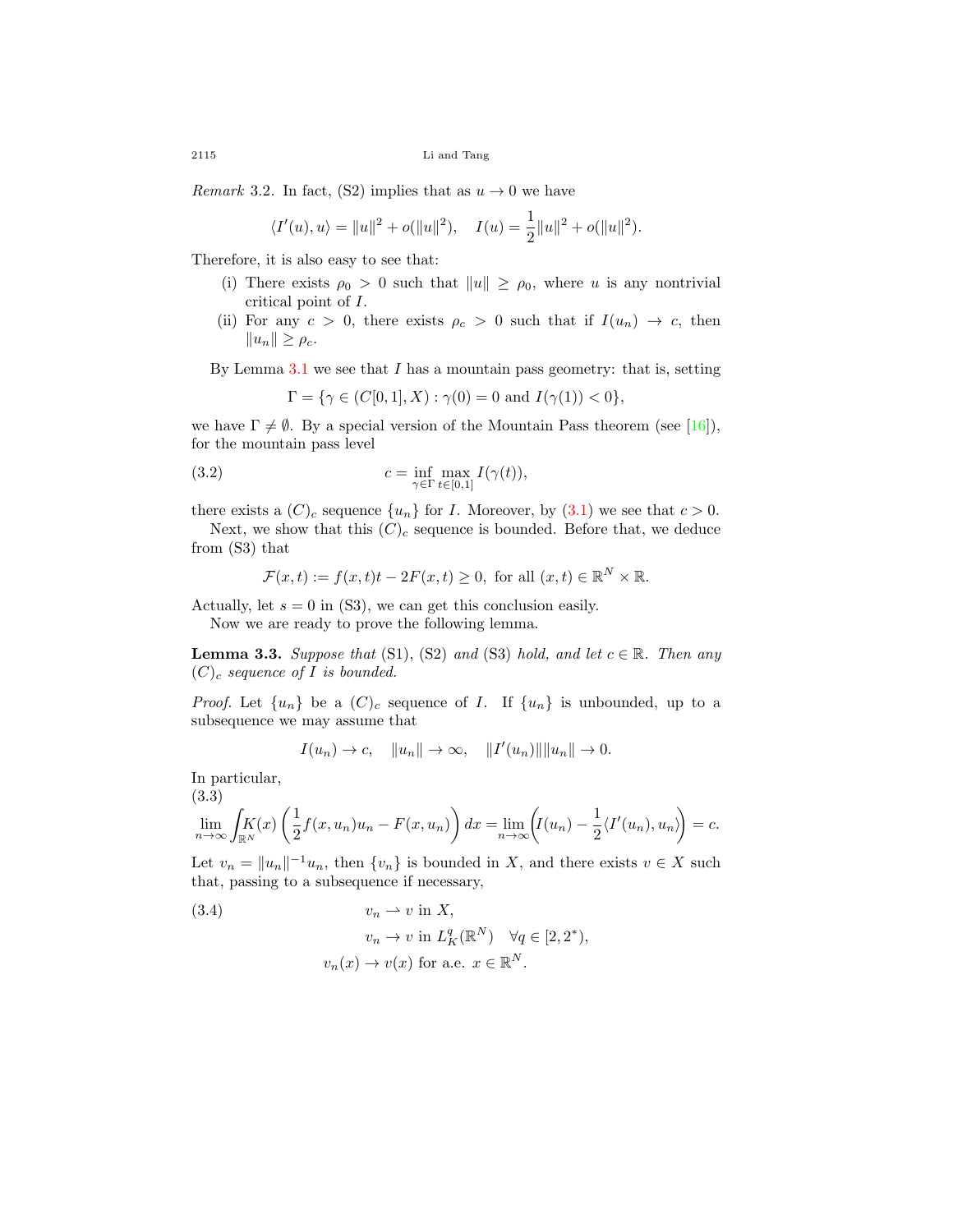*Remark* 3.2. In fact, (S2) implies that as $u \to 0$ we have

$$\langle I'(u), u\rangle = \|u\|^2 + o(\|u\|^2), \quad I(u) = \frac{1}{2}\|u\|^2 + o(\|u\|^2).$$

Therefore, it is also easy to see that:

(i) There exists $\rho_0 > 0$ such that $\|u\| \geq \rho_0$, where $u$ is any nontrivial critical point of $I$.

(ii) For any $c > 0$, there exists $\rho_c > 0$ such that if $I(u_n) \to c$, then $\|u_n\| \geq \rho_c$.

By Lemma 3.1 we see that $I$ has a mountain pass geometry: that is, setting

$$\Gamma = \{\gamma \in (C[0,1], X) : \gamma(0) = 0 \text{ and } I(\gamma(1)) < 0\},$$

we have $\Gamma \neq \emptyset$. By a special version of the Mountain Pass theorem (see [16]), for the mountain pass level

$$c = \inf_{\gamma\in\Gamma} \max_{t\in[0,1]} I(\gamma(t)), \tag{3.2}$$

there exists a $(C)_c$ sequence $\{u_n\}$ for $I$. Moreover, by (3.1) we see that $c > 0$.

Next, we show that this $(C)_c$ sequence is bounded. Before that, we deduce from (S3) that

$$\mathcal{F}(x,t) := f(x,t)t - 2F(x,t) \geq 0, \text{ for all } (x,t) \in \mathbb{R}^N \times \mathbb{R}.$$

Actually, let $s = 0$ in (S3), we can get this conclusion easily.

Now we are ready to prove the following lemma.

**Lemma 3.3.** *Suppose that* (S1), (S2) *and* (S3) *hold, and let* $c \in \mathbb{R}$. *Then any* $(C)_c$ *sequence of* $I$ *is bounded.*

*Proof.* Let $\{u_n\}$ be a $(C)_c$ sequence of $I$. If $\{u_n\}$ is unbounded, up to a subsequence we may assume that

$$I(u_n) \to c, \quad \|u_n\| \to \infty, \quad \|I'(u_n)\|\|u_n\| \to 0.$$

In particular,

$$\lim_{n\to\infty} \int_{\mathbb{R}^N} K(x)\left(\frac{1}{2}f(x,u_n)u_n - F(x,u_n)\right)dx = \lim_{n\to\infty}\left(I(u_n) - \frac{1}{2}\langle I'(u_n), u_n\rangle\right) = c. \tag{3.3}$$

Let $v_n = \|u_n\|^{-1}u_n$, then $\{v_n\}$ is bounded in $X$, and there exists $v \in X$ such that, passing to a subsequence if necessary,

$$\begin{aligned} &v_n \rightharpoonup v \text{ in } X, \\ &v_n \to v \text{ in } L^q_K(\mathbb{R}^N) \quad \forall q \in [2, 2^*), \\ &v_n(x) \to v(x) \text{ for a.e. } x \in \mathbb{R}^N. \end{aligned} \tag{3.4}$$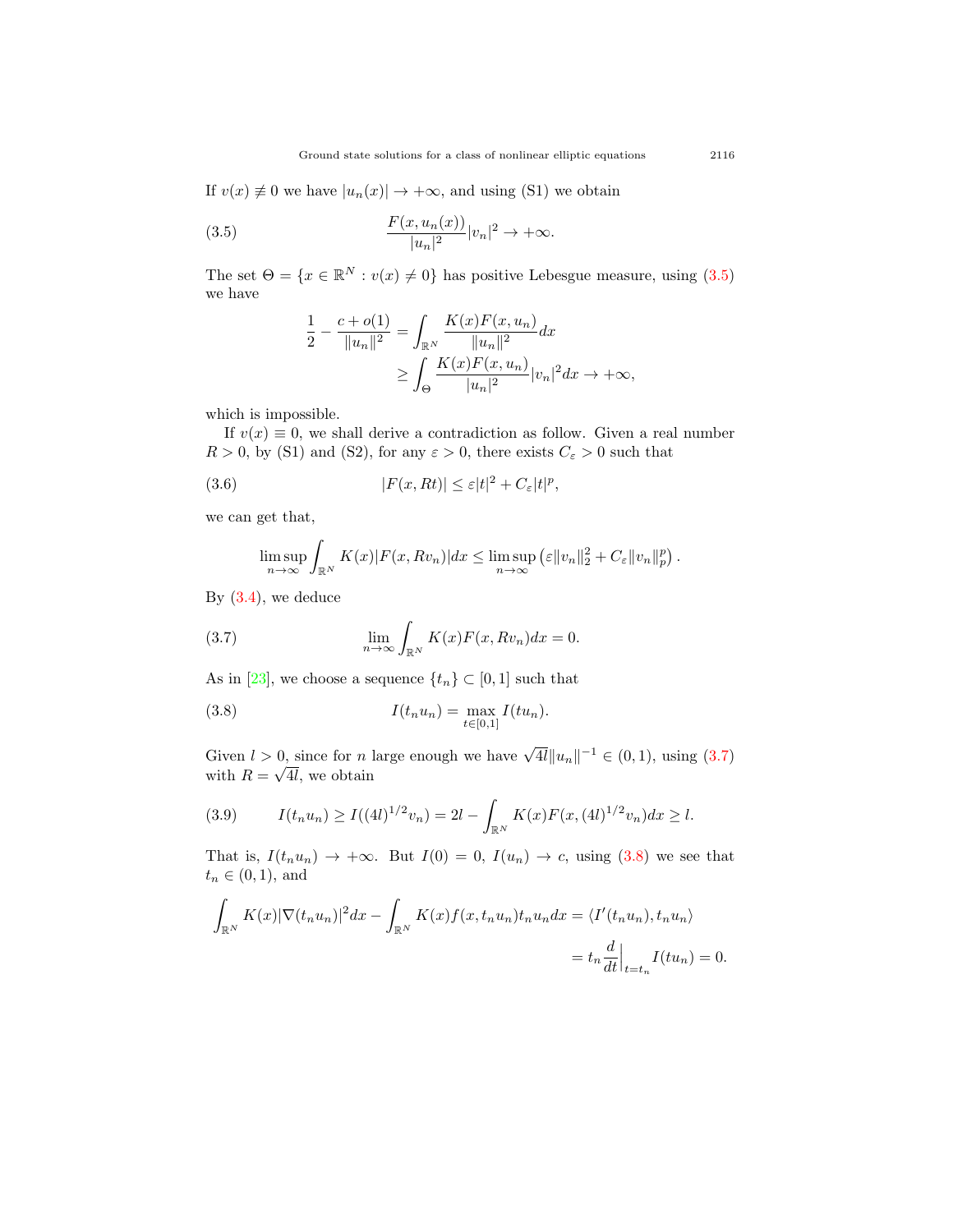If $v(x) \not\equiv 0$ we have $|u_n(x)| \to +\infty$, and using (S1) we obtain

$$\frac{F(x, u_n(x))}{|u_n|^2}|v_n|^2 \to +\infty. \tag{3.5}$$

The set $\Theta = \{x \in \mathbb{R}^N : v(x) \neq 0\}$ has positive Lebesgue measure, using (3.5) we have

$$\begin{aligned}
\frac{1}{2} - \frac{c + o(1)}{\|u_n\|^2} &= \int_{\mathbb{R}^N} \frac{K(x)F(x, u_n)}{\|u_n\|^2} dx \\
&\geq \int_{\Theta} \frac{K(x)F(x, u_n)}{|u_n|^2}|v_n|^2 dx \to +\infty,
\end{aligned}$$

which is impossible.

If $v(x) \equiv 0$, we shall derive a contradiction as follow. Given a real number $R > 0$, by (S1) and (S2), for any $\varepsilon > 0$, there exists $C_\varepsilon > 0$ such that

$$|F(x, Rt)| \leq \varepsilon|t|^2 + C_\varepsilon|t|^p, \tag{3.6}$$

we can get that,

$$\limsup_{n\to\infty} \int_{\mathbb{R}^N} K(x)|F(x, Rv_n)|dx \leq \limsup_{n\to\infty} \left(\varepsilon\|v_n\|_2^2 + C_\varepsilon\|v_n\|_p^p\right).$$

By (3.4), we deduce

$$\lim_{n\to\infty} \int_{\mathbb{R}^N} K(x)F(x, Rv_n)dx = 0. \tag{3.7}$$

As in [23], we choose a sequence $\{t_n\} \subset [0, 1]$ such that

$$I(t_n u_n) = \max_{t\in[0,1]} I(tu_n). \tag{3.8}$$

Given $l > 0$, since for $n$ large enough we have $\sqrt{4l}\|u_n\|^{-1} \in (0, 1)$, using (3.7) with $R = \sqrt{4l}$, we obtain

$$I(t_n u_n) \geq I((4l)^{1/2}v_n) = 2l - \int_{\mathbb{R}^N} K(x)F(x, (4l)^{1/2}v_n)dx \geq l. \tag{3.9}$$

That is, $I(t_n u_n) \to +\infty$. But $I(0) = 0$, $I(u_n) \to c$, using (3.8) we see that $t_n \in (0, 1)$, and

$$\begin{aligned}
\int_{\mathbb{R}^N} K(x)|\nabla(t_n u_n)|^2 dx - \int_{\mathbb{R}^N} K(x)f(x, t_n u_n)t_n u_n dx &= \langle I'(t_n u_n), t_n u_n\rangle \\
&= t_n \frac{d}{dt}\Big|_{t=t_n} I(tu_n) = 0.
\end{aligned}$$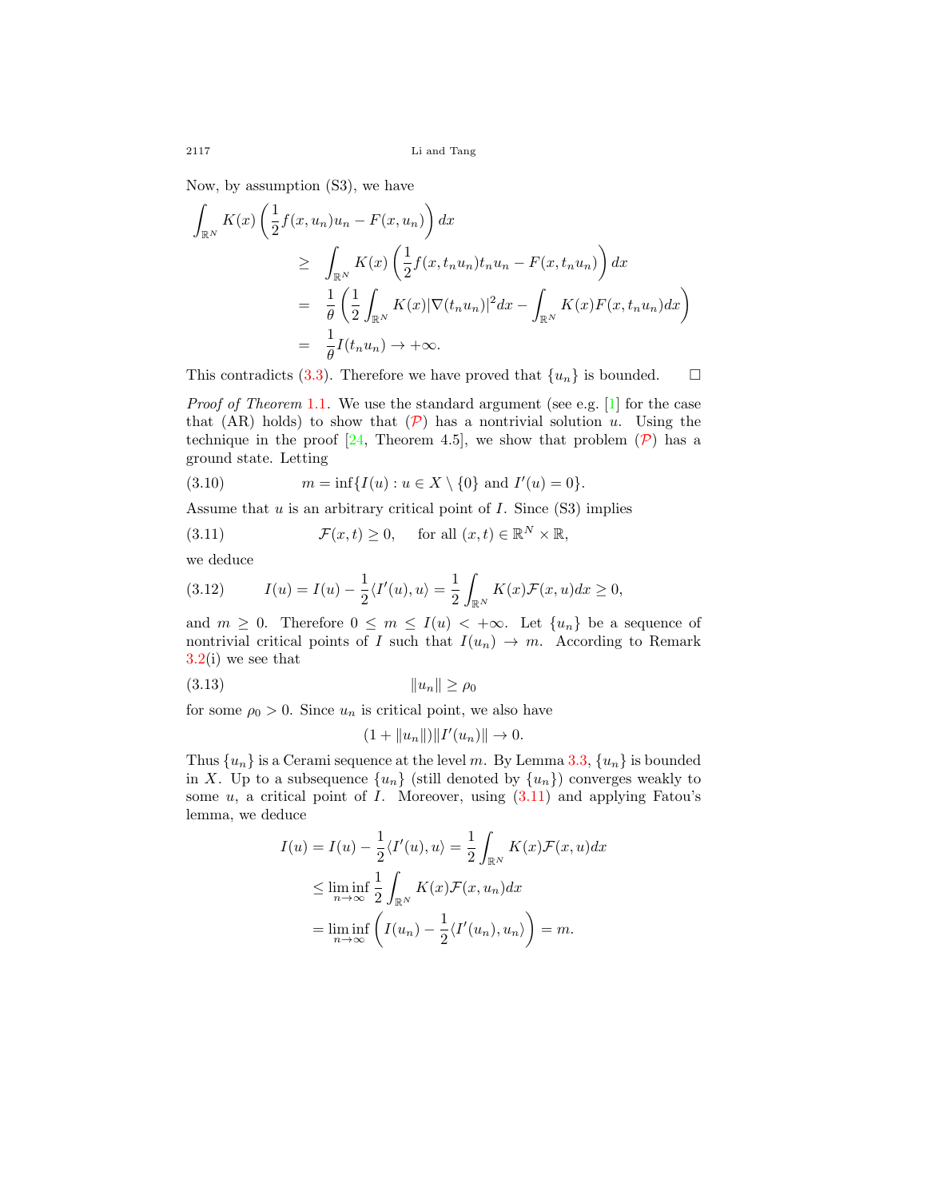Now, by assumption (S3), we have

$$
\begin{aligned}
\int_{\mathbb{R}^N} K(x)\left(\frac{1}{2}f(x,u_n)u_n - F(x,u_n)\right)dx
&\geq \int_{\mathbb{R}^N} K(x)\left(\frac{1}{2}f(x,t_nu_n)t_nu_n - F(x,t_nu_n)\right)dx \\
&= \frac{1}{\theta}\left(\frac{1}{2}\int_{\mathbb{R}^N} K(x)|\nabla(t_nu_n)|^2dx - \int_{\mathbb{R}^N} K(x)F(x,t_nu_n)dx\right) \\
&= \frac{1}{\theta}I(t_nu_n) \to +\infty.
\end{aligned}
$$

This contradicts (3.3). Therefore we have proved that $\{u_n\}$ is bounded. $\square$

*Proof of Theorem 1.1.* We use the standard argument (see e.g. [1] for the case that (AR) holds) to show that ($\mathcal{P}$) has a nontrivial solution $u$. Using the technique in the proof [24, Theorem 4.5], we show that problem ($\mathcal{P}$) has a ground state. Letting

$$
m = \inf\{I(u) : u \in X \setminus \{0\} \text{ and } I'(u) = 0\}. \tag{3.10}
$$

Assume that $u$ is an arbitrary critical point of $I$. Since (S3) implies

$$
\mathcal{F}(x,t) \geq 0, \quad \text{for all } (x,t) \in \mathbb{R}^N \times \mathbb{R}, \tag{3.11}
$$

we deduce

$$
I(u) = I(u) - \frac{1}{2}\langle I'(u), u\rangle = \frac{1}{2}\int_{\mathbb{R}^N} K(x)\mathcal{F}(x,u)dx \geq 0, \tag{3.12}
$$

and $m \geq 0$. Therefore $0 \leq m \leq I(u) < +\infty$. Let $\{u_n\}$ be a sequence of nontrivial critical points of $I$ such that $I(u_n) \to m$. According to Remark 3.2(i) we see that

$$
\|u_n\| \geq \rho_0 \tag{3.13}
$$

for some $\rho_0 > 0$. Since $u_n$ is critical point, we also have

$$
(1 + \|u_n\|)\|I'(u_n)\| \to 0.
$$

Thus $\{u_n\}$ is a Cerami sequence at the level $m$. By Lemma 3.3, $\{u_n\}$ is bounded in $X$. Up to a subsequence $\{u_n\}$ (still denoted by $\{u_n\}$) converges weakly to some $u$, a critical point of $I$. Moreover, using (3.11) and applying Fatou's lemma, we deduce

$$
\begin{aligned}
I(u) = I(u) - \frac{1}{2}\langle I'(u), u\rangle &= \frac{1}{2}\int_{\mathbb{R}^N} K(x)\mathcal{F}(x,u)dx \\
&\leq \liminf_{n\to\infty} \frac{1}{2}\int_{\mathbb{R}^N} K(x)\mathcal{F}(x,u_n)dx \\
&= \liminf_{n\to\infty}\left(I(u_n) - \frac{1}{2}\langle I'(u_n), u_n\rangle\right) = m.
\end{aligned}
$$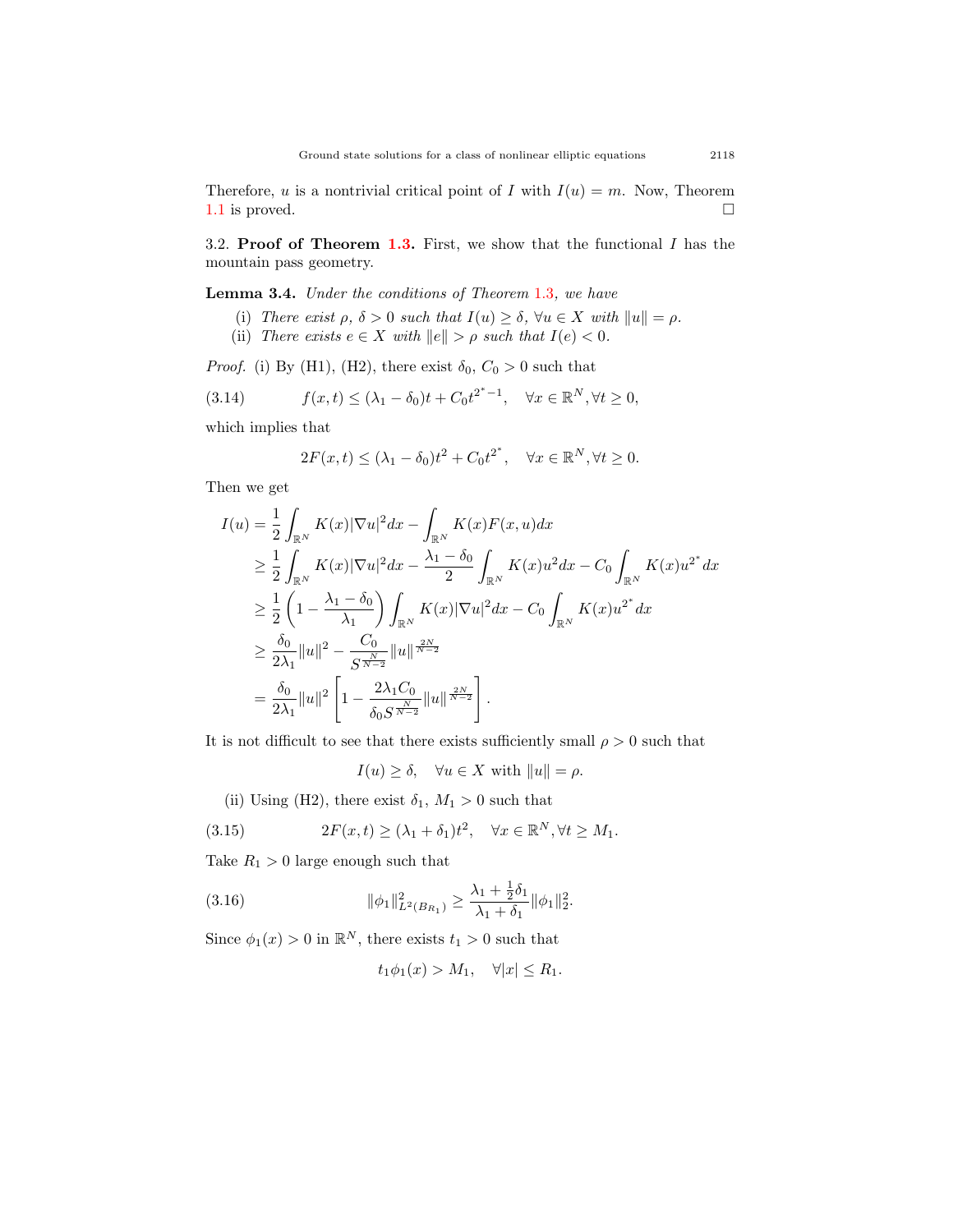Therefore, $u$ is a nontrivial critical point of $I$ with $I(u) = m$. Now, Theorem 1.1 is proved. $\square$

3.2. **Proof of Theorem 1.3.** First, we show that the functional $I$ has the mountain pass geometry.

**Lemma 3.4.** *Under the conditions of Theorem 1.3, we have*

(i) *There exist $\rho$, $\delta > 0$ such that $I(u) \geq \delta$, $\forall u \in X$ with $\|u\| = \rho$.*

(ii) *There exists $e \in X$ with $\|e\| > \rho$ such that $I(e) < 0$.*

*Proof.* (i) By (H1), (H2), there exist $\delta_0$, $C_0 > 0$ such that

$$f(x,t) \leq (\lambda_1 - \delta_0)t + C_0 t^{2^*-1}, \quad \forall x \in \mathbb{R}^N, \forall t \geq 0, \tag{3.14}$$

which implies that

$$2F(x,t) \leq (\lambda_1 - \delta_0)t^2 + C_0 t^{2^*}, \quad \forall x \in \mathbb{R}^N, \forall t \geq 0.$$

Then we get

$$\begin{aligned}
I(u) &= \frac{1}{2}\int_{\mathbb{R}^N} K(x)|\nabla u|^2 dx - \int_{\mathbb{R}^N} K(x)F(x,u)dx \\
&\geq \frac{1}{2}\int_{\mathbb{R}^N} K(x)|\nabla u|^2 dx - \frac{\lambda_1 - \delta_0}{2}\int_{\mathbb{R}^N} K(x)u^2 dx - C_0\int_{\mathbb{R}^N} K(x)u^{2^*}dx \\
&\geq \frac{1}{2}\left(1 - \frac{\lambda_1 - \delta_0}{\lambda_1}\right)\int_{\mathbb{R}^N} K(x)|\nabla u|^2 dx - C_0\int_{\mathbb{R}^N} K(x)u^{2^*}dx \\
&\geq \frac{\delta_0}{2\lambda_1}\|u\|^2 - \frac{C_0}{S^{\frac{N}{N-2}}}\|u\|^{\frac{2N}{N-2}} \\
&= \frac{\delta_0}{2\lambda_1}\|u\|^2\left[1 - \frac{2\lambda_1 C_0}{\delta_0 S^{\frac{N}{N-2}}}\|u\|^{\frac{2N}{N-2}}\right].
\end{aligned}$$

It is not difficult to see that there exists sufficiently small $\rho > 0$ such that

$$I(u) \geq \delta, \quad \forall u \in X \text{ with } \|u\| = \rho.$$

(ii) Using (H2), there exist $\delta_1$, $M_1 > 0$ such that

$$2F(x,t) \geq (\lambda_1 + \delta_1)t^2, \quad \forall x \in \mathbb{R}^N, \forall t \geq M_1. \tag{3.15}$$

Take $R_1 > 0$ large enough such that

$$\|\phi_1\|^2_{L^2(B_{R_1})} \geq \frac{\lambda_1 + \frac{1}{2}\delta_1}{\lambda_1 + \delta_1}\|\phi_1\|_2^2. \tag{3.16}$$

Since $\phi_1(x) > 0$ in $\mathbb{R}^N$, there exists $t_1 > 0$ such that

$$t_1\phi_1(x) > M_1, \quad \forall |x| \leq R_1.$$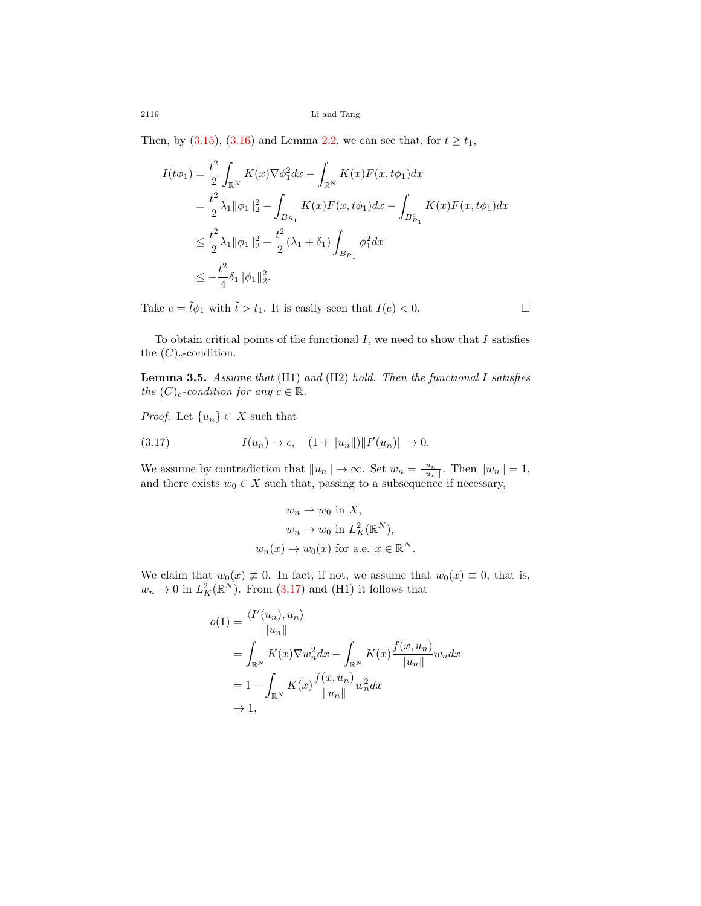Then, by (3.15), (3.16) and Lemma 2.2, we can see that, for $t \geq t_1$,

$$
\begin{aligned}
I(t\phi_1) &= \frac{t^2}{2}\int_{\mathbb{R}^N} K(x)\nabla\phi_1^2 dx - \int_{\mathbb{R}^N} K(x)F(x,t\phi_1)dx \\
&= \frac{t^2}{2}\lambda_1\|\phi_1\|_2^2 - \int_{B_{R_1}} K(x)F(x,t\phi_1)dx - \int_{B_{R_1}^c} K(x)F(x,t\phi_1)dx \\
&\leq \frac{t^2}{2}\lambda_1\|\phi_1\|_2^2 - \frac{t^2}{2}(\lambda_1+\delta_1)\int_{B_{R_1}} \phi_1^2 dx \\
&\leq -\frac{t^2}{4}\delta_1\|\phi_1\|_2^2.
\end{aligned}
$$

Take $e = \tilde{t}\phi_1$ with $\tilde{t} > t_1$. It is easily seen that $I(e) < 0$. □

To obtain critical points of the functional $I$, we need to show that $I$ satisfies the $(C)_c$-condition.

**Lemma 3.5.** *Assume that* (H1) *and* (H2) *hold. Then the functional $I$ satisfies the $(C)_c$-condition for any $c \in \mathbb{R}$.*

*Proof.* Let $\{u_n\} \subset X$ such that

$$
I(u_n) \to c, \quad (1+\|u_n\|)\|I'(u_n)\| \to 0. \tag{3.17}
$$

We assume by contradiction that $\|u_n\| \to \infty$. Set $w_n = \frac{u_n}{\|u_n\|}$. Then $\|w_n\| = 1$, and there exists $w_0 \in X$ such that, passing to a subsequence if necessary,

$$
\begin{aligned}
w_n &\rightharpoonup w_0 \text{ in } X, \\
w_n &\to w_0 \text{ in } L_K^2(\mathbb{R}^N), \\
w_n(x) &\to w_0(x) \text{ for a.e. } x \in \mathbb{R}^N.
\end{aligned}
$$

We claim that $w_0(x) \not\equiv 0$. In fact, if not, we assume that $w_0(x) \equiv 0$, that is, $w_n \to 0$ in $L_K^2(\mathbb{R}^N)$. From (3.17) and (H1) it follows that

$$
\begin{aligned}
o(1) &= \frac{\langle I'(u_n), u_n\rangle}{\|u_n\|} \\
&= \int_{\mathbb{R}^N} K(x)\nabla w_n^2 dx - \int_{\mathbb{R}^N} K(x)\frac{f(x,u_n)}{\|u_n\|}w_n dx \\
&= 1 - \int_{\mathbb{R}^N} K(x)\frac{f(x,u_n)}{\|u_n\|}w_n^2 dx \\
&\to 1,
\end{aligned}
$$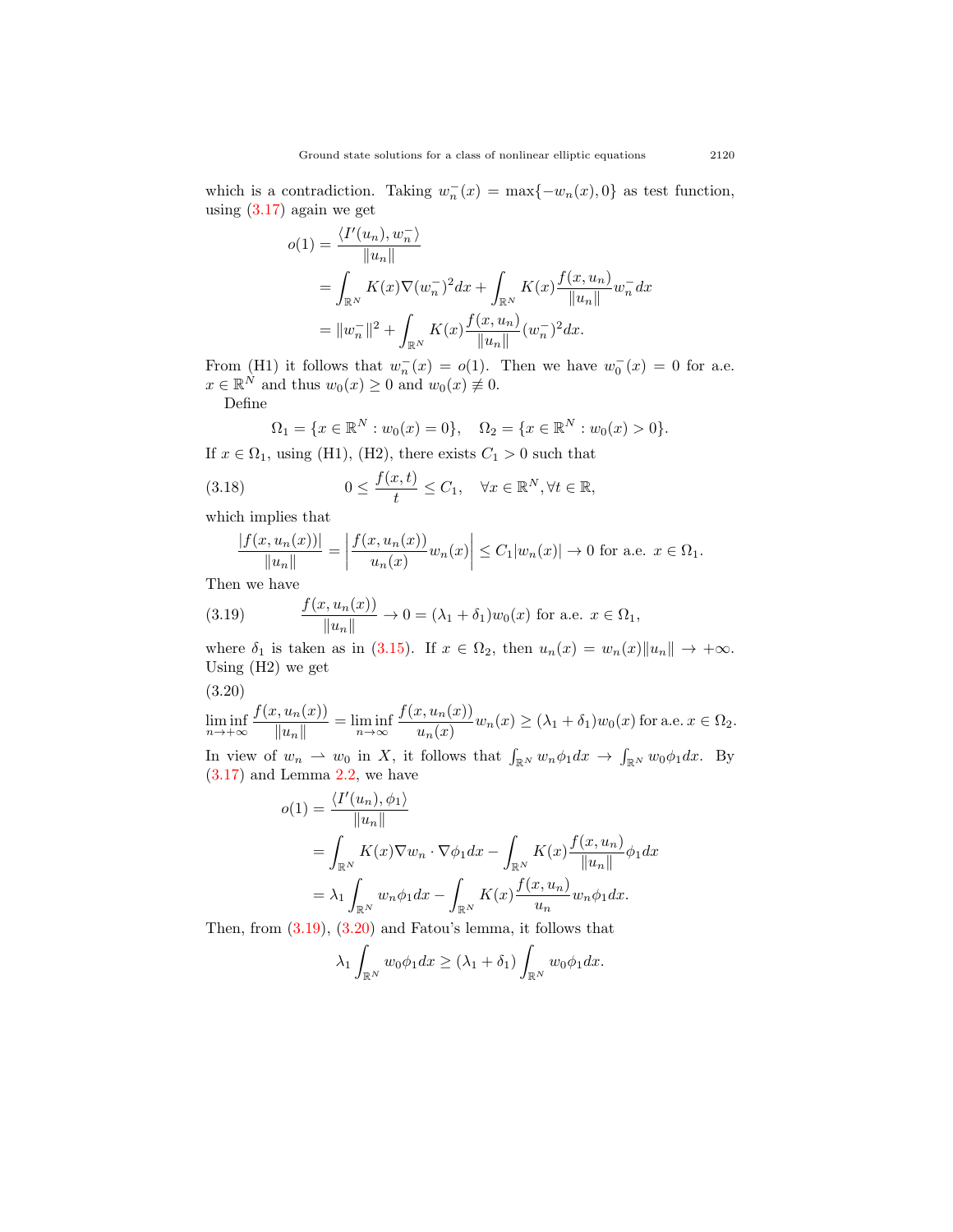which is a contradiction. Taking $w_n^-(x) = \max\{-w_n(x), 0\}$ as test function, using (3.17) again we get

$$
\begin{aligned}
o(1) &= \frac{\langle I'(u_n), w_n^- \rangle}{\|u_n\|} \\
&= \int_{\mathbb{R}^N} K(x)\nabla (w_n^-)^2 dx + \int_{\mathbb{R}^N} K(x)\frac{f(x,u_n)}{\|u_n\|} w_n^- dx \\
&= \|w_n^-\|^2 + \int_{\mathbb{R}^N} K(x)\frac{f(x,u_n)}{\|u_n\|}(w_n^-)^2 dx.
\end{aligned}
$$

From (H1) it follows that $w_n^-(x) = o(1)$. Then we have $w_0^-(x) = 0$ for a.e. $x \in \mathbb{R}^N$ and thus $w_0(x) \geq 0$ and $w_0(x) \not\equiv 0$.

Define

$$
\Omega_1 = \{x \in \mathbb{R}^N : w_0(x) = 0\}, \quad \Omega_2 = \{x \in \mathbb{R}^N : w_0(x) > 0\}.
$$

If $x \in \Omega_1$, using (H1), (H2), there exists $C_1 > 0$ such that

$$
0 \leq \frac{f(x,t)}{t} \leq C_1, \quad \forall x \in \mathbb{R}^N, \forall t \in \mathbb{R}, \tag{3.18}
$$

which implies that

$$
\frac{|f(x,u_n(x))|}{\|u_n\|} = \left| \frac{f(x,u_n(x))}{u_n(x)} w_n(x) \right| \leq C_1 |w_n(x)| \to 0 \text{ for a.e. } x \in \Omega_1.
$$

Then we have

$$
\frac{f(x,u_n(x))}{\|u_n\|} \to 0 = (\lambda_1 + \delta_1) w_0(x) \text{ for a.e. } x \in \Omega_1, \tag{3.19}
$$

where $\delta_1$ is taken as in (3.15). If $x \in \Omega_2$, then $u_n(x) = w_n(x)\|u_n\| \to +\infty$. Using (H2) we get

(3.20)

$$
\liminf_{n\to+\infty} \frac{f(x,u_n(x))}{\|u_n\|} = \liminf_{n\to\infty} \frac{f(x,u_n(x))}{u_n(x)} w_n(x) \geq (\lambda_1 + \delta_1) w_0(x) \text{ for a.e. } x \in \Omega_2.
$$

In view of $w_n \rightharpoonup w_0$ in $X$, it follows that $\int_{\mathbb{R}^N} w_n \phi_1 dx \to \int_{\mathbb{R}^N} w_0 \phi_1 dx$. By (3.17) and Lemma 2.2, we have

$$
\begin{aligned}
o(1) &= \frac{\langle I'(u_n), \phi_1 \rangle}{\|u_n\|} \\
&= \int_{\mathbb{R}^N} K(x)\nabla w_n \cdot \nabla \phi_1 dx - \int_{\mathbb{R}^N} K(x)\frac{f(x,u_n)}{\|u_n\|}\phi_1 dx \\
&= \lambda_1 \int_{\mathbb{R}^N} w_n \phi_1 dx - \int_{\mathbb{R}^N} K(x)\frac{f(x,u_n)}{u_n} w_n \phi_1 dx.
\end{aligned}
$$

Then, from (3.19), (3.20) and Fatou's lemma, it follows that

$$
\lambda_1 \int_{\mathbb{R}^N} w_0 \phi_1 dx \geq (\lambda_1 + \delta_1) \int_{\mathbb{R}^N} w_0 \phi_1 dx.
$$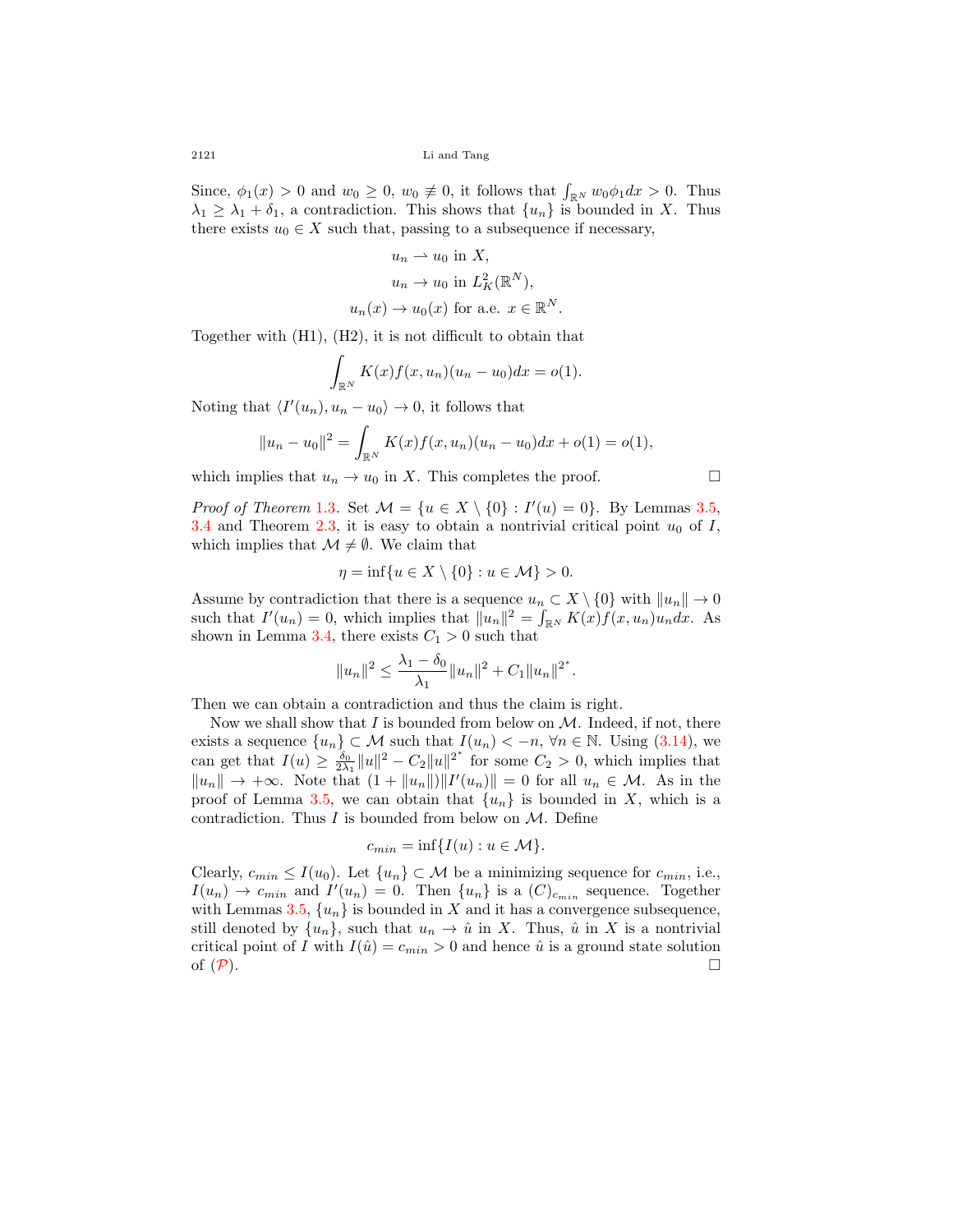Since, $\phi_1(x) > 0$ and $w_0 \geq 0$, $w_0 \not\equiv 0$, it follows that $\int_{\mathbb{R}^N} w_0 \phi_1 dx > 0$. Thus $\lambda_1 \geq \lambda_1 + \delta_1$, a contradiction. This shows that $\{u_n\}$ is bounded in $X$. Thus there exists $u_0 \in X$ such that, passing to a subsequence if necessary,

$$
\begin{aligned}
&u_n \rightharpoonup u_0 \text{ in } X,\\
&u_n \to u_0 \text{ in } L^2_K(\mathbb{R}^N),\\
&u_n(x) \to u_0(x) \text{ for a.e. } x \in \mathbb{R}^N.
\end{aligned}
$$

Together with (H1), (H2), it is not difficult to obtain that

$$
\int_{\mathbb{R}^N} K(x) f(x, u_n)(u_n - u_0) dx = o(1).
$$

Noting that $\langle I'(u_n), u_n - u_0 \rangle \to 0$, it follows that

$$
\|u_n - u_0\|^2 = \int_{\mathbb{R}^N} K(x) f(x, u_n)(u_n - u_0) dx + o(1) = o(1),
$$

which implies that $u_n \to u_0$ in $X$. This completes the proof. □

*Proof of Theorem 1.3.* Set $\mathcal{M} = \{u \in X \setminus \{0\} : I'(u) = 0\}$. By Lemmas 3.5, 3.4 and Theorem 2.3, it is easy to obtain a nontrivial critical point $u_0$ of $I$, which implies that $\mathcal{M} \neq \emptyset$. We claim that

$$
\eta = \inf\{u \in X \setminus \{0\} : u \in \mathcal{M}\} > 0.
$$

Assume by contradiction that there is a sequence $u_n \subset X \setminus \{0\}$ with $\|u_n\| \to 0$ such that $I'(u_n) = 0$, which implies that $\|u_n\|^2 = \int_{\mathbb{R}^N} K(x) f(x, u_n) u_n dx$. As shown in Lemma 3.4, there exists $C_1 > 0$ such that

$$
\|u_n\|^2 \leq \frac{\lambda_1 - \delta_0}{\lambda_1} \|u_n\|^2 + C_1 \|u_n\|^{2^*}.
$$

Then we can obtain a contradiction and thus the claim is right.

Now we shall show that $I$ is bounded from below on $\mathcal{M}$. Indeed, if not, there exists a sequence $\{u_n\} \subset \mathcal{M}$ such that $I(u_n) < -n$, $\forall n \in \mathbb{N}$. Using (3.14), we can get that $I(u) \geq \frac{\delta_0}{2\lambda_1} \|u\|^2 - C_2 \|u\|^{2^*}$ for some $C_2 > 0$, which implies that $\|u_n\| \to +\infty$. Note that $(1 + \|u_n\|)\|I'(u_n)\| = 0$ for all $u_n \in \mathcal{M}$. As in the proof of Lemma 3.5, we can obtain that $\{u_n\}$ is bounded in $X$, which is a contradiction. Thus $I$ is bounded from below on $\mathcal{M}$. Define

$$
c_{min} = \inf\{I(u) : u \in \mathcal{M}\}.
$$

Clearly, $c_{min} \leq I(u_0)$. Let $\{u_n\} \subset \mathcal{M}$ be a minimizing sequence for $c_{min}$, i.e., $I(u_n) \to c_{min}$ and $I'(u_n) = 0$. Then $\{u_n\}$ is a $(C)_{c_{min}}$ sequence. Together with Lemmas 3.5, $\{u_n\}$ is bounded in $X$ and it has a convergence subsequence, still denoted by $\{u_n\}$, such that $u_n \to \hat{u}$ in $X$. Thus, $\hat{u}$ in $X$ is a nontrivial critical point of $I$ with $I(\hat{u}) = c_{min} > 0$ and hence $\hat{u}$ is a ground state solution of ($\mathcal{P}$). □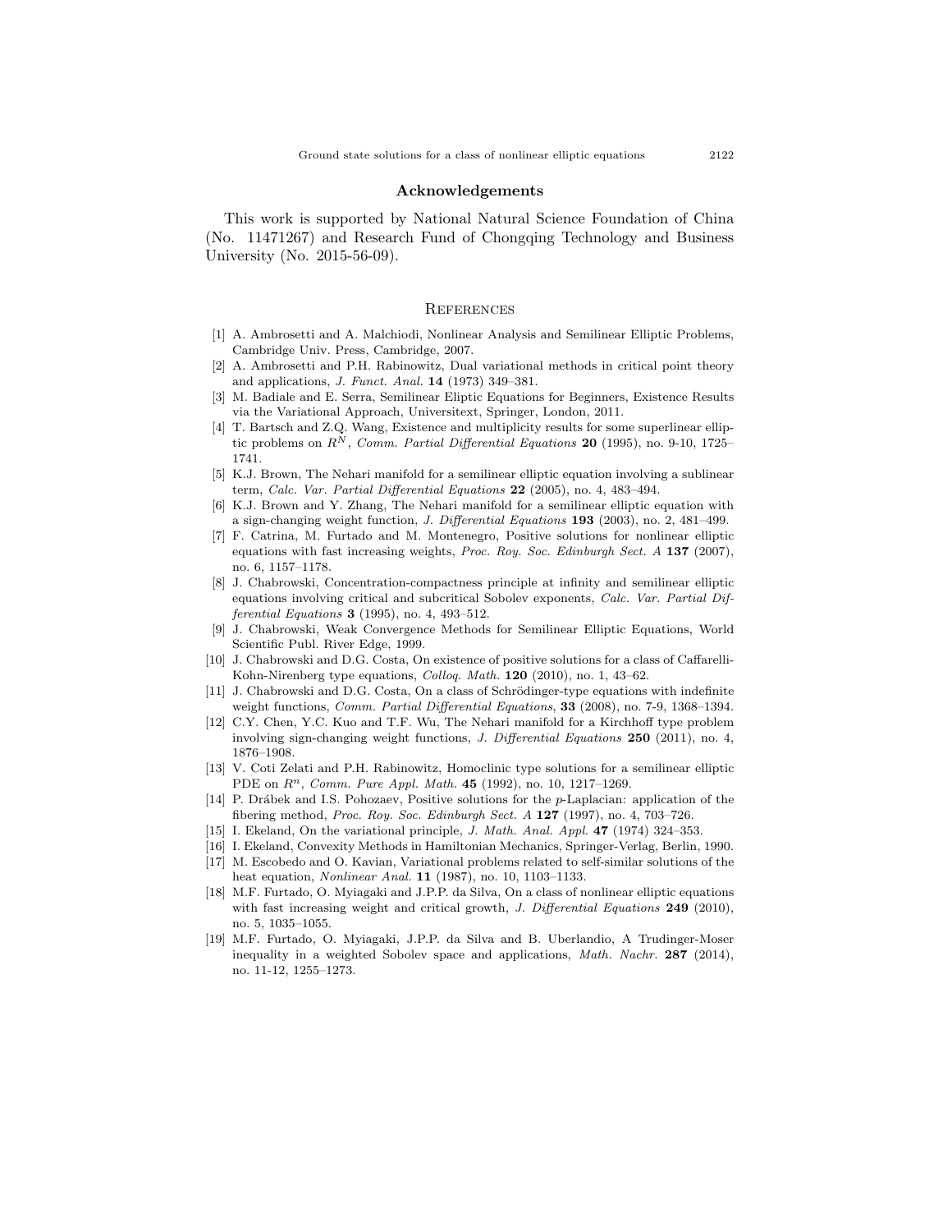## Acknowledgements

This work is supported by National Natural Science Foundation of China (No. 11471267) and Research Fund of Chongqing Technology and Business University (No. 2015-56-09).

## References

[1] A. Ambrosetti and A. Malchiodi, Nonlinear Analysis and Semilinear Elliptic Problems, Cambridge Univ. Press, Cambridge, 2007.

[2] A. Ambrosetti and P.H. Rabinowitz, Dual variational methods in critical point theory and applications, *J. Funct. Anal.* **14** (1973) 349–381.

[3] M. Badiale and E. Serra, Semilinear Eliptic Equations for Beginners, Existence Results via the Variational Approach, Universitext, Springer, London, 2011.

[4] T. Bartsch and Z.Q. Wang, Existence and multiplicity results for some superlinear elliptic problems on $R^N$, *Comm. Partial Differential Equations* **20** (1995), no. 9-10, 1725–1741.

[5] K.J. Brown, The Nehari manifold for a semilinear elliptic equation involving a sublinear term, *Calc. Var. Partial Differential Equations* **22** (2005), no. 4, 483–494.

[6] K.J. Brown and Y. Zhang, The Nehari manifold for a semilinear elliptic equation with a sign-changing weight function, *J. Differential Equations* **193** (2003), no. 2, 481–499.

[7] F. Catrina, M. Furtado and M. Montenegro, Positive solutions for nonlinear elliptic equations with fast increasing weights, *Proc. Roy. Soc. Edinburgh Sect. A* **137** (2007), no. 6, 1157–1178.

[8] J. Chabrowski, Concentration-compactness principle at infinity and semilinear elliptic equations involving critical and subcritical Sobolev exponents, *Calc. Var. Partial Differential Equations* **3** (1995), no. 4, 493–512.

[9] J. Chabrowski, Weak Convergence Methods for Semilinear Elliptic Equations, World Scientific Publ. River Edge, 1999.

[10] J. Chabrowski and D.G. Costa, On existence of positive solutions for a class of Caffarelli-Kohn-Nirenberg type equations, *Colloq. Math.* **120** (2010), no. 1, 43–62.

[11] J. Chabrowski and D.G. Costa, On a class of Schrödinger-type equations with indefinite weight functions, *Comm. Partial Differential Equations*, **33** (2008), no. 7-9, 1368–1394.

[12] C.Y. Chen, Y.C. Kuo and T.F. Wu, The Nehari manifold for a Kirchhoff type problem involving sign-changing weight functions, *J. Differential Equations* **250** (2011), no. 4, 1876–1908.

[13] V. Coti Zelati and P.H. Rabinowitz, Homoclinic type solutions for a semilinear elliptic PDE on $R^n$, *Comm. Pure Appl. Math.* **45** (1992), no. 10, 1217–1269.

[14] P. Drábek and I.S. Pohozaev, Positive solutions for the $p$-Laplacian: application of the fibering method, *Proc. Roy. Soc. Edinburgh Sect. A* **127** (1997), no. 4, 703–726.

[15] I. Ekeland, On the variational principle, *J. Math. Anal. Appl.* **47** (1974) 324–353.

[16] I. Ekeland, Convexity Methods in Hamiltonian Mechanics, Springer-Verlag, Berlin, 1990.

[17] M. Escobedo and O. Kavian, Variational problems related to self-similar solutions of the heat equation, *Nonlinear Anal.* **11** (1987), no. 10, 1103–1133.

[18] M.F. Furtado, O. Myiagaki and J.P.P. da Silva, On a class of nonlinear elliptic equations with fast increasing weight and critical growth, *J. Differential Equations* **249** (2010), no. 5, 1035–1055.

[19] M.F. Furtado, O. Myiagaki, J.P.P. da Silva and B. Uberlandio, A Trudinger-Moser inequality in a weighted Sobolev space and applications, *Math. Nachr.* **287** (2014), no. 11-12, 1255–1273.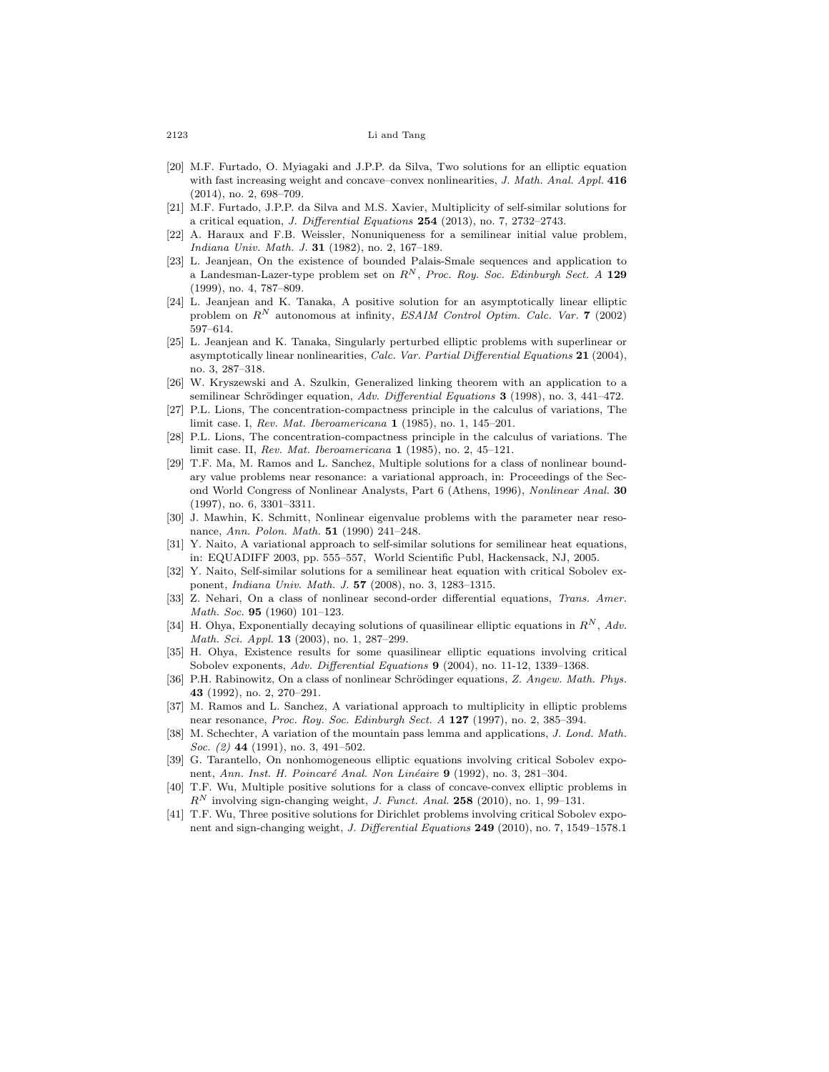[20] M.F. Furtado, O. Myiagaki and J.P.P. da Silva, Two solutions for an elliptic equation with fast increasing weight and concave–convex nonlinearities, *J. Math. Anal. Appl.* **416** (2014), no. 2, 698–709.

[21] M.F. Furtado, J.P.P. da Silva and M.S. Xavier, Multiplicity of self-similar solutions for a critical equation, *J. Differential Equations* **254** (2013), no. 7, 2732–2743.

[22] A. Haraux and F.B. Weissler, Nonuniqueness for a semilinear initial value problem, *Indiana Univ. Math. J.* **31** (1982), no. 2, 167–189.

[23] L. Jeanjean, On the existence of bounded Palais-Smale sequences and application to a Landesman-Lazer-type problem set on $R^N$, *Proc. Roy. Soc. Edinburgh Sect. A* **129** (1999), no. 4, 787–809.

[24] L. Jeanjean and K. Tanaka, A positive solution for an asymptotically linear elliptic problem on $R^N$ autonomous at infinity, *ESAIM Control Optim. Calc. Var.* **7** (2002) 597–614.

[25] L. Jeanjean and K. Tanaka, Singularly perturbed elliptic problems with superlinear or asymptotically linear nonlinearities, *Calc. Var. Partial Differential Equations* **21** (2004), no. 3, 287–318.

[26] W. Kryszewski and A. Szulkin, Generalized linking theorem with an application to a semilinear Schrödinger equation, *Adv. Differential Equations* **3** (1998), no. 3, 441–472.

[27] P.L. Lions, The concentration-compactness principle in the calculus of variations, The limit case. I, *Rev. Mat. Iberoamericana* **1** (1985), no. 1, 145–201.

[28] P.L. Lions, The concentration-compactness principle in the calculus of variations. The limit case. II, *Rev. Mat. Iberoamericana* **1** (1985), no. 2, 45–121.

[29] T.F. Ma, M. Ramos and L. Sanchez, Multiple solutions for a class of nonlinear boundary value problems near resonance: a variational approach, in: Proceedings of the Second World Congress of Nonlinear Analysts, Part 6 (Athens, 1996), *Nonlinear Anal.* **30** (1997), no. 6, 3301–3311.

[30] J. Mawhin, K. Schmitt, Nonlinear eigenvalue problems with the parameter near resonance, *Ann. Polon. Math.* **51** (1990) 241–248.

[31] Y. Naito, A variational approach to self-similar solutions for semilinear heat equations, in: EQUADIFF 2003, pp. 555–557, World Scientific Publ, Hackensack, NJ, 2005.

[32] Y. Naito, Self-similar solutions for a semilinear heat equation with critical Sobolev exponent, *Indiana Univ. Math. J.* **57** (2008), no. 3, 1283–1315.

[33] Z. Nehari, On a class of nonlinear second-order differential equations, *Trans. Amer. Math. Soc.* **95** (1960) 101–123.

[34] H. Ohya, Exponentially decaying solutions of quasilinear elliptic equations in $R^N$, *Adv. Math. Sci. Appl.* **13** (2003), no. 1, 287–299.

[35] H. Ohya, Existence results for some quasilinear elliptic equations involving critical Sobolev exponents, *Adv. Differential Equations* **9** (2004), no. 11-12, 1339–1368.

[36] P.H. Rabinowitz, On a class of nonlinear Schrödinger equations, *Z. Angew. Math. Phys.* **43** (1992), no. 2, 270–291.

[37] M. Ramos and L. Sanchez, A variational approach to multiplicity in elliptic problems near resonance, *Proc. Roy. Soc. Edinburgh Sect. A* **127** (1997), no. 2, 385–394.

[38] M. Schechter, A variation of the mountain pass lemma and applications, *J. Lond. Math. Soc. (2)* **44** (1991), no. 3, 491–502.

[39] G. Tarantello, On nonhomogeneous elliptic equations involving critical Sobolev exponent, *Ann. Inst. H. Poincaré Anal. Non Linéaire* **9** (1992), no. 3, 281–304.

[40] T.F. Wu, Multiple positive solutions for a class of concave-convex elliptic problems in $R^N$ involving sign-changing weight, *J. Funct. Anal.* **258** (2010), no. 1, 99–131.

[41] T.F. Wu, Three positive solutions for Dirichlet problems involving critical Sobolev exponent and sign-changing weight, *J. Differential Equations* **249** (2010), no. 7, 1549–1578.1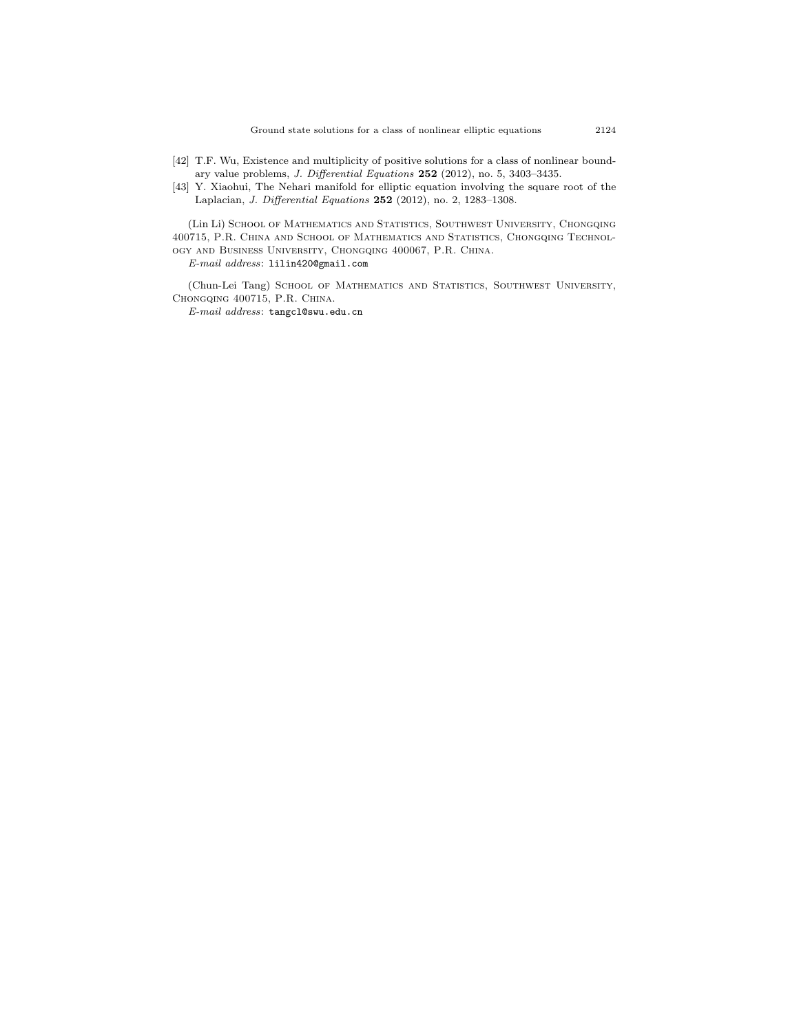[42] T.F. Wu, Existence and multiplicity of positive solutions for a class of nonlinear boundary value problems, *J. Differential Equations* **252** (2012), no. 5, 3403–3435.

[43] Y. Xiaohui, The Nehari manifold for elliptic equation involving the square root of the Laplacian, *J. Differential Equations* **252** (2012), no. 2, 1283–1308.

(Lin Li) School of Mathematics and Statistics, Southwest University, Chongqing 400715, P.R. China and School of Mathematics and Statistics, Chongqing Technology and Business University, Chongqing 400067, P.R. China.

*E-mail address*: `lilin420@gmail.com`

(Chun-Lei Tang) School of Mathematics and Statistics, Southwest University, Chongqing 400715, P.R. China.

*E-mail address*: `tangcl@swu.edu.cn`